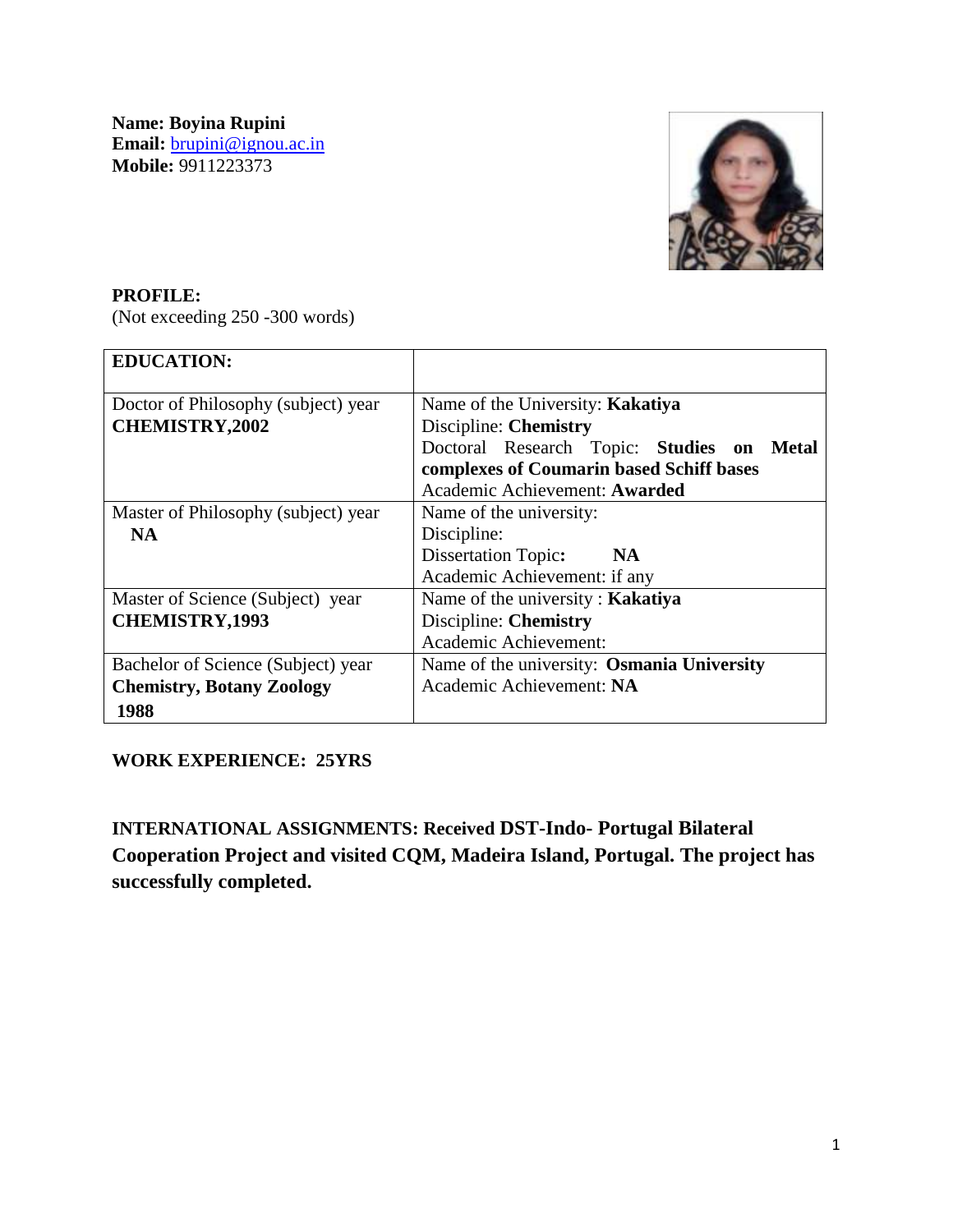**Name: Boyina Rupini**
**Email:** brupini@ignou.ac.in
**Mobile:** 9911223373

**PROFILE:**
(Not exceeding 250 -300 words)

| **EDUCATION:** | |
|---|---|
| Doctor of Philosophy (subject) year **CHEMISTRY,2002** | Name of the University: **Kakatiya** Discipline: **Chemistry** Doctoral Research Topic: **Studies on Metal complexes of Coumarin based Schiff bases** Academic Achievement: **Awarded** |
| Master of Philosophy (subject) year **NA** | Name of the university: Discipline: Dissertation Topic**:** **NA** Academic Achievement: if any |
| Master of Science (Subject) year **CHEMISTRY,1993** | Name of the university : **Kakatiya** Discipline: **Chemistry** Academic Achievement: |
| Bachelor of Science (Subject) year **Chemistry, Botany Zoology 1988** | Name of the university: **Osmania University** Academic Achievement: **NA** |

**WORK EXPERIENCE: 25YRS**

**INTERNATIONAL ASSIGNMENTS: Received DST-Indo- Portugal Bilateral Cooperation Project and visited CQM, Madeira Island, Portugal. The project has successfully completed.**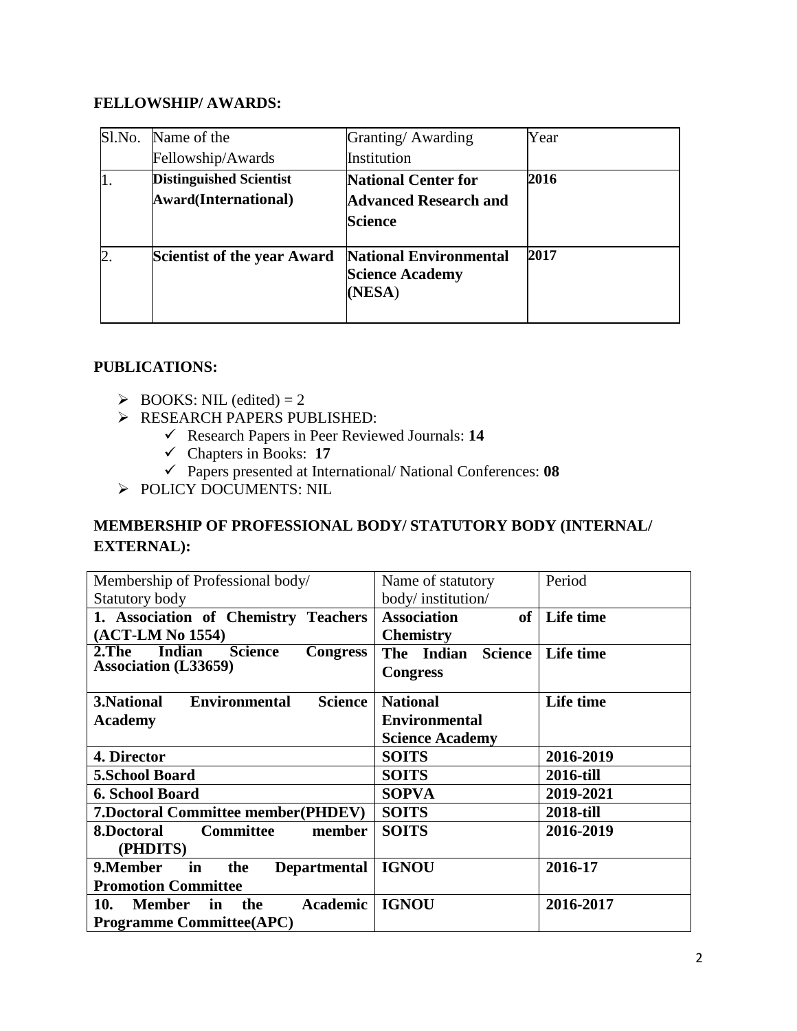**FELLOWSHIP/ AWARDS:**

| Sl.No. | Name of the Fellowship/Awards | Granting/ Awarding Institution | Year |
|---|---|---|---|
| 1. | **Distinguished Scientist Award(International)** | **National Center for Advanced Research and Science** | **2016** |
| 2. | **Scientist of the year Award** | **National Environmental Science Academy (NESA)** | **2017** |

**PUBLICATIONS:**

- BOOKS: NIL (edited) = 2
- RESEARCH PAPERS PUBLISHED:
  - Research Papers in Peer Reviewed Journals: **14**
  - Chapters in Books: **17**
  - Papers presented at International/ National Conferences: **08**
- POLICY DOCUMENTS: NIL

**MEMBERSHIP OF PROFESSIONAL BODY/ STATUTORY BODY (INTERNAL/ EXTERNAL):**

| Membership of Professional body/ Statutory body | Name of statutory body/ institution/ | Period |
|---|---|---|
| **1. Association of Chemistry Teachers (ACT-LM No 1554)** | **Association of Chemistry** | **Life time** |
| **2.The Indian Science Congress Association (L33659)** | **The Indian Science Congress** | **Life time** |
| **3.National Environmental Science Academy** | **National Environmental Science Academy** | **Life time** |
| **4. Director** | **SOITS** | **2016-2019** |
| **5.School Board** | **SOITS** | **2016-till** |
| **6. School Board** | **SOPVA** | **2019-2021** |
| **7.Doctoral Committee member(PHDEV)** | **SOITS** | **2018-till** |
| **8.Doctoral Committee member (PHDITS)** | **SOITS** | **2016-2019** |
| **9.Member in the Departmental Promotion Committee** | **IGNOU** | **2016-17** |
| **10. Member in the Academic Programme Committee(APC)** | **IGNOU** | **2016-2017** |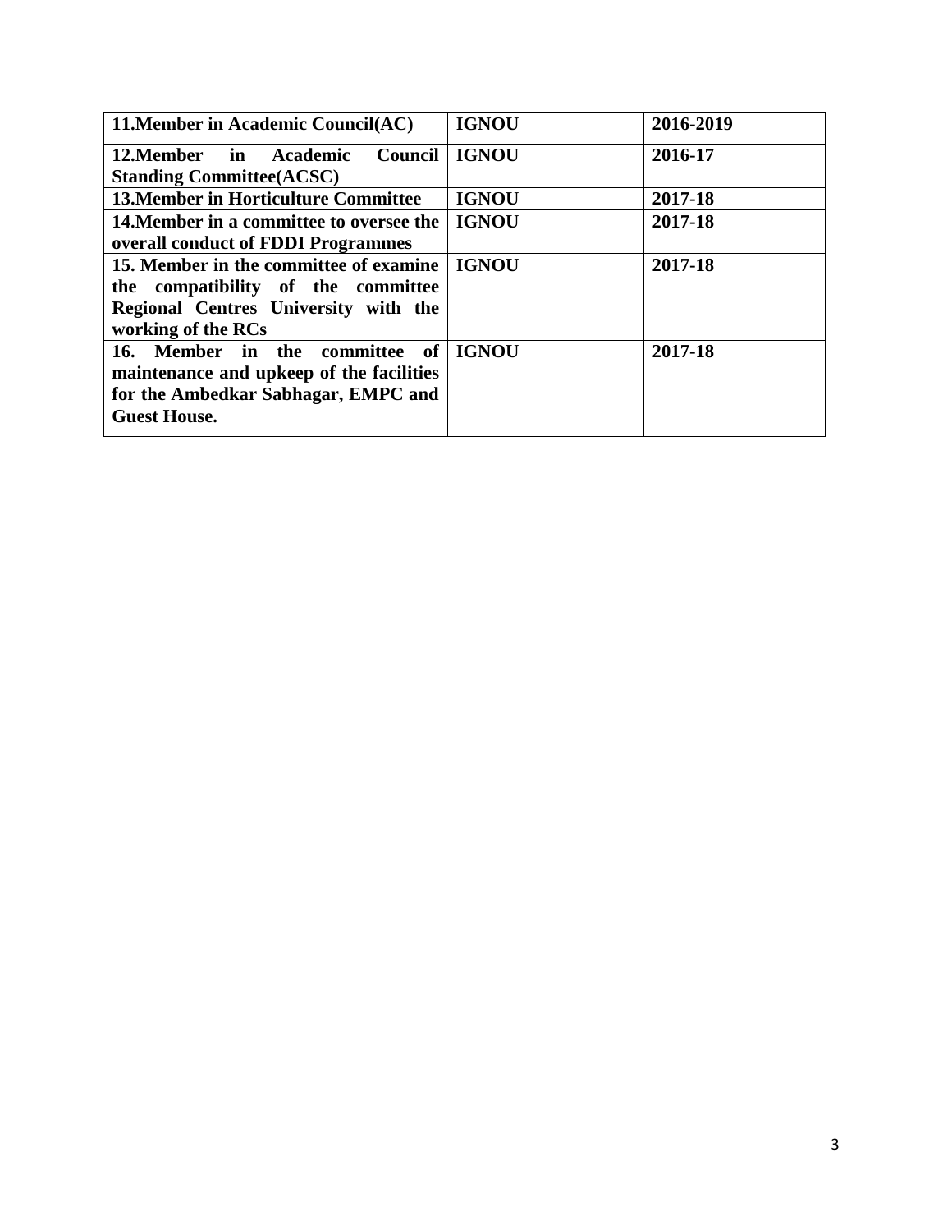| | | |
|---|---|---|
| **11.Member in Academic Council(AC)** | **IGNOU** | **2016-2019** |
| **12.Member in Academic Council Standing Committee(ACSC)** | **IGNOU** | **2016-17** |
| **13.Member in Horticulture Committee** | **IGNOU** | **2017-18** |
| **14.Member in a committee to oversee the overall conduct of FDDI Programmes** | **IGNOU** | **2017-18** |
| **15. Member in the committee of examine the compatibility of the committee Regional Centres University with the working of the RCs** | **IGNOU** | **2017-18** |
| **16. Member in the committee of maintenance and upkeep of the facilities for the Ambedkar Sabhagar, EMPC and Guest House.** | **IGNOU** | **2017-18** |